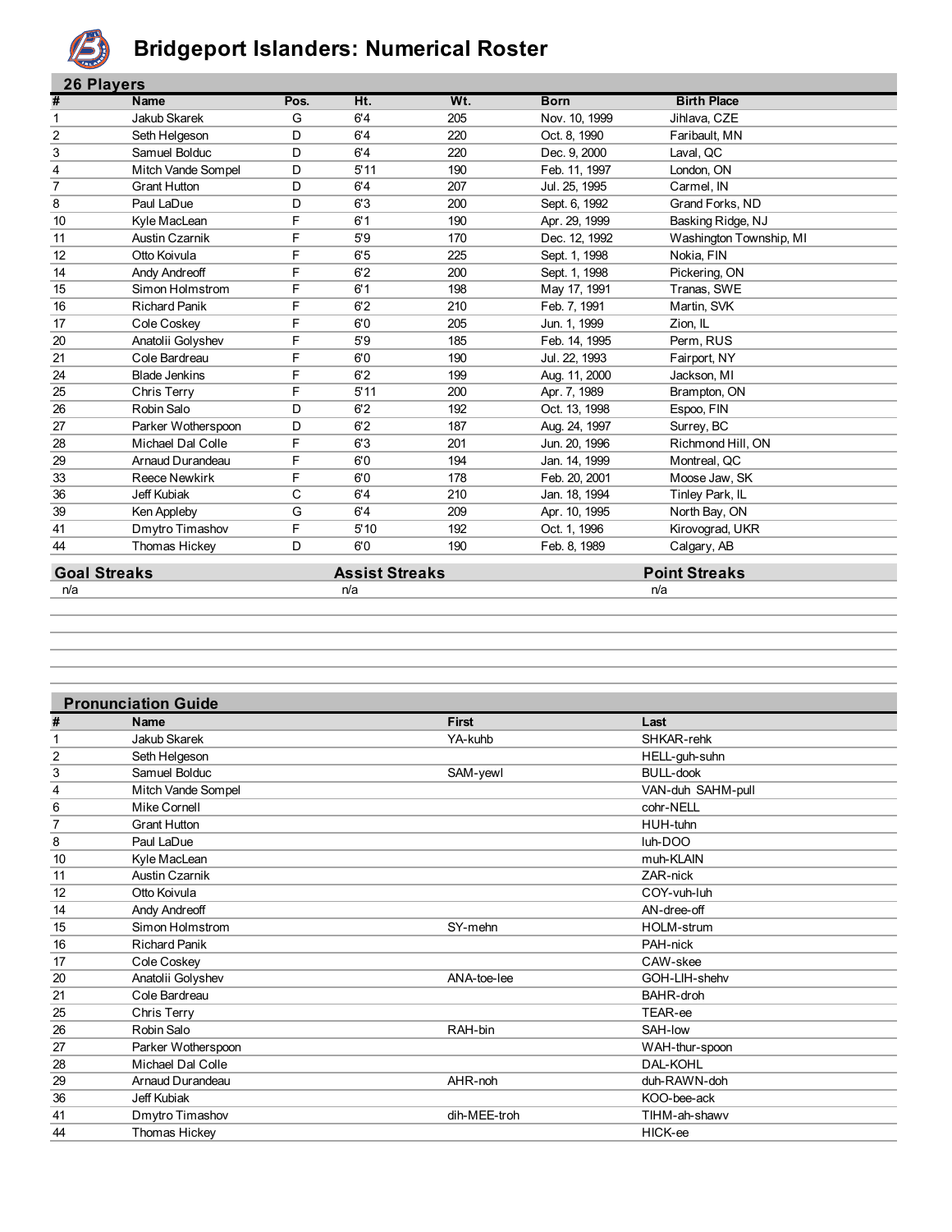# Bridgeport Islanders: Numerical Roster

## 26 Players

| # | Name | Pos. | Ht. | Wt. | Born | Birth Place |
|---|---|---|---|---|---|---|
| 1 | Jakub Skarek | G | 6'4 | 205 | Nov. 10, 1999 | Jihlava, CZE |
| 2 | Seth Helgeson | D | 6'4 | 220 | Oct. 8, 1990 | Faribault, MN |
| 3 | Samuel Bolduc | D | 6'4 | 220 | Dec. 9, 2000 | Laval, QC |
| 4 | Mitch Vande Sompel | D | 5'11 | 190 | Feb. 11, 1997 | London, ON |
| 7 | Grant Hutton | D | 6'4 | 207 | Jul. 25, 1995 | Carmel, IN |
| 8 | Paul LaDue | D | 6'3 | 200 | Sept. 6, 1992 | Grand Forks, ND |
| 10 | Kyle MacLean | F | 6'1 | 190 | Apr. 29, 1999 | Basking Ridge, NJ |
| 11 | Austin Czarnik | F | 5'9 | 170 | Dec. 12, 1992 | Washington Township, MI |
| 12 | Otto Koivula | F | 6'5 | 225 | Sept. 1, 1998 | Nokia, FIN |
| 14 | Andy Andreoff | F | 6'2 | 200 | Sept. 1, 1998 | Pickering, ON |
| 15 | Simon Holmstrom | F | 6'1 | 198 | May 17, 1991 | Tranas, SWE |
| 16 | Richard Panik | F | 6'2 | 210 | Feb. 7, 1991 | Martin, SVK |
| 17 | Cole Coskey | F | 6'0 | 205 | Jun. 1, 1999 | Zion, IL |
| 20 | Anatolii Golyshev | F | 5'9 | 185 | Feb. 14, 1995 | Perm, RUS |
| 21 | Cole Bardreau | F | 6'0 | 190 | Jul. 22, 1993 | Fairport, NY |
| 24 | Blade Jenkins | F | 6'2 | 199 | Aug. 11, 2000 | Jackson, MI |
| 25 | Chris Terry | F | 5'11 | 200 | Apr. 7, 1989 | Brampton, ON |
| 26 | Robin Salo | D | 6'2 | 192 | Oct. 13, 1998 | Espoo, FIN |
| 27 | Parker Wotherspoon | D | 6'2 | 187 | Aug. 24, 1997 | Surrey, BC |
| 28 | Michael Dal Colle | F | 6'3 | 201 | Jun. 20, 1996 | Richmond Hill, ON |
| 29 | Arnaud Durandeau | F | 6'0 | 194 | Jan. 14, 1999 | Montreal, QC |
| 33 | Reece Newkirk | F | 6'0 | 178 | Feb. 20, 2001 | Moose Jaw, SK |
| 36 | Jeff Kubiak | C | 6'4 | 210 | Jan. 18, 1994 | Tinley Park, IL |
| 39 | Ken Appleby | G | 6'4 | 209 | Apr. 10, 1995 | North Bay, ON |
| 41 | Dmytro Timashov | F | 5'10 | 192 | Oct. 1, 1996 | Kirovograd, UKR |
| 44 | Thomas Hickey | D | 6'0 | 190 | Feb. 8, 1989 | Calgary, AB |

| Goal Streaks | Assist Streaks | Point Streaks |
|---|---|---|
| n/a | n/a | n/a |

## Pronunciation Guide

| # | Name | First | Last |
|---|---|---|---|
| 1 | Jakub Skarek | YA-kuhb | SHKAR-rehk |
| 2 | Seth Helgeson | | HELL-guh-suhn |
| 3 | Samuel Bolduc | SAM-yewl | BULL-dook |
| 4 | Mitch Vande Sompel | | VAN-duh SAHM-pull |
| 6 | Mike Cornell | | cohr-NELL |
| 7 | Grant Hutton | | HUH-tuhn |
| 8 | Paul LaDue | | luh-DOO |
| 10 | Kyle MacLean | | muh-KLAIN |
| 11 | Austin Czarnik | | ZAR-nick |
| 12 | Otto Koivula | | COY-vuh-luh |
| 14 | Andy Andreoff | | AN-dree-off |
| 15 | Simon Holmstrom | SY-mehn | HOLM-strum |
| 16 | Richard Panik | | PAH-nick |
| 17 | Cole Coskey | | CAW-skee |
| 20 | Anatolii Golyshev | ANA-toe-lee | GOH-LIH-shehv |
| 21 | Cole Bardreau | | BAHR-droh |
| 25 | Chris Terry | | TEAR-ee |
| 26 | Robin Salo | RAH-bin | SAH-low |
| 27 | Parker Wotherspoon | | WAH-thur-spoon |
| 28 | Michael Dal Colle | | DAL-KOHL |
| 29 | Arnaud Durandeau | AHR-noh | duh-RAWN-doh |
| 36 | Jeff Kubiak | | KOO-bee-ack |
| 41 | Dmytro Timashov | dih-MEE-troh | TIHM-ah-shawv |
| 44 | Thomas Hickey | | HICK-ee |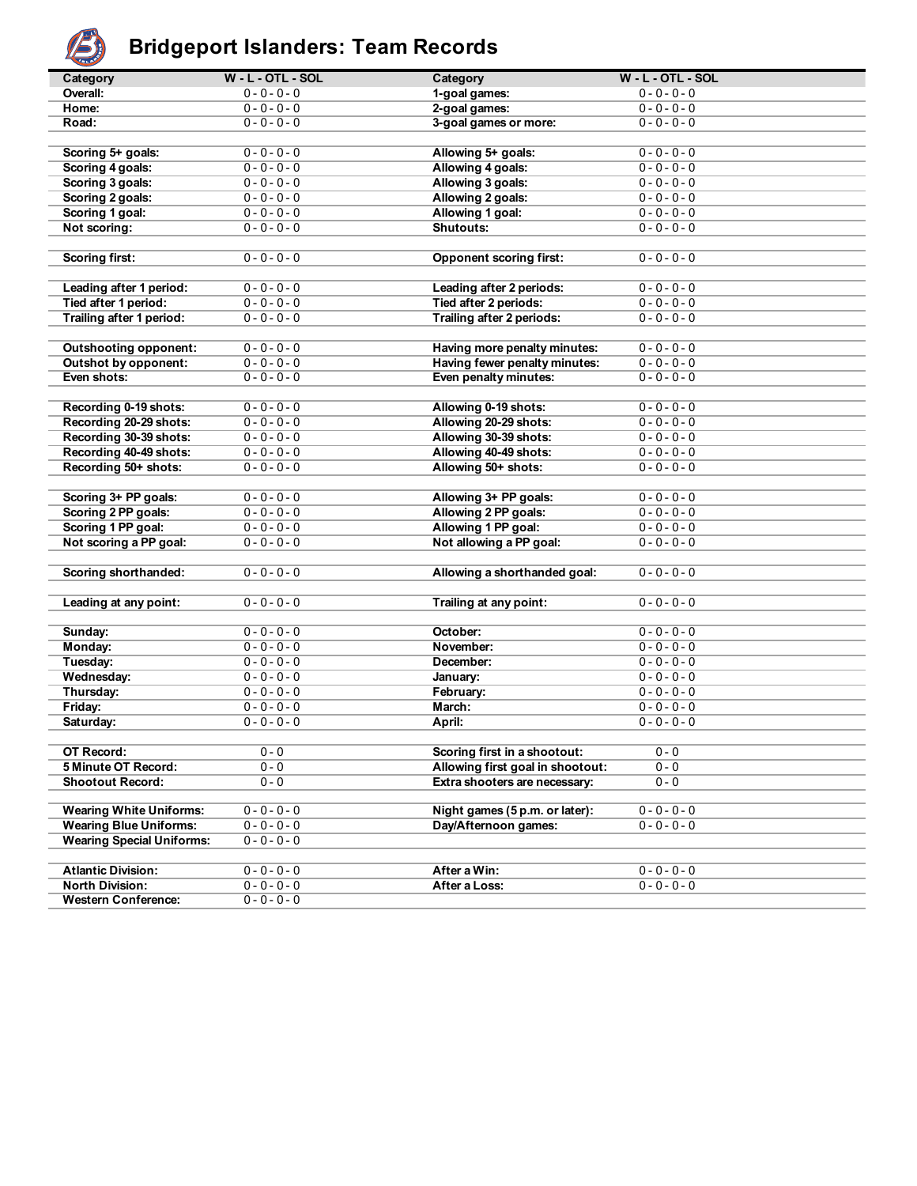# Bridgeport Islanders: Team Records

| Category | W - L - OTL - SOL | Category | W - L - OTL - SOL |
|---|---|---|---|
| **Overall:** | 0 - 0 - 0 - 0 | **1-goal games:** | 0 - 0 - 0 - 0 |
| **Home:** | 0 - 0 - 0 - 0 | **2-goal games:** | 0 - 0 - 0 - 0 |
| **Road:** | 0 - 0 - 0 - 0 | **3-goal games or more:** | 0 - 0 - 0 - 0 |
| | | | |
| **Scoring 5+ goals:** | 0 - 0 - 0 - 0 | **Allowing 5+ goals:** | 0 - 0 - 0 - 0 |
| **Scoring 4 goals:** | 0 - 0 - 0 - 0 | **Allowing 4 goals:** | 0 - 0 - 0 - 0 |
| **Scoring 3 goals:** | 0 - 0 - 0 - 0 | **Allowing 3 goals:** | 0 - 0 - 0 - 0 |
| **Scoring 2 goals:** | 0 - 0 - 0 - 0 | **Allowing 2 goals:** | 0 - 0 - 0 - 0 |
| **Scoring 1 goal:** | 0 - 0 - 0 - 0 | **Allowing 1 goal:** | 0 - 0 - 0 - 0 |
| **Not scoring:** | 0 - 0 - 0 - 0 | **Shutouts:** | 0 - 0 - 0 - 0 |
| | | | |
| **Scoring first:** | 0 - 0 - 0 - 0 | **Opponent scoring first:** | 0 - 0 - 0 - 0 |
| | | | |
| **Leading after 1 period:** | 0 - 0 - 0 - 0 | **Leading after 2 periods:** | 0 - 0 - 0 - 0 |
| **Tied after 1 period:** | 0 - 0 - 0 - 0 | **Tied after 2 periods:** | 0 - 0 - 0 - 0 |
| **Trailing after 1 period:** | 0 - 0 - 0 - 0 | **Trailing after 2 periods:** | 0 - 0 - 0 - 0 |
| | | | |
| **Outshooting opponent:** | 0 - 0 - 0 - 0 | **Having more penalty minutes:** | 0 - 0 - 0 - 0 |
| **Outshot by opponent:** | 0 - 0 - 0 - 0 | **Having fewer penalty minutes:** | 0 - 0 - 0 - 0 |
| **Even shots:** | 0 - 0 - 0 - 0 | **Even penalty minutes:** | 0 - 0 - 0 - 0 |
| | | | |
| **Recording 0-19 shots:** | 0 - 0 - 0 - 0 | **Allowing 0-19 shots:** | 0 - 0 - 0 - 0 |
| **Recording 20-29 shots:** | 0 - 0 - 0 - 0 | **Allowing 20-29 shots:** | 0 - 0 - 0 - 0 |
| **Recording 30-39 shots:** | 0 - 0 - 0 - 0 | **Allowing 30-39 shots:** | 0 - 0 - 0 - 0 |
| **Recording 40-49 shots:** | 0 - 0 - 0 - 0 | **Allowing 40-49 shots:** | 0 - 0 - 0 - 0 |
| **Recording 50+ shots:** | 0 - 0 - 0 - 0 | **Allowing 50+ shots:** | 0 - 0 - 0 - 0 |
| | | | |
| **Scoring 3+ PP goals:** | 0 - 0 - 0 - 0 | **Allowing 3+ PP goals:** | 0 - 0 - 0 - 0 |
| **Scoring 2 PP goals:** | 0 - 0 - 0 - 0 | **Allowing 2 PP goals:** | 0 - 0 - 0 - 0 |
| **Scoring 1 PP goal:** | 0 - 0 - 0 - 0 | **Allowing 1 PP goal:** | 0 - 0 - 0 - 0 |
| **Not scoring a PP goal:** | 0 - 0 - 0 - 0 | **Not allowing a PP goal:** | 0 - 0 - 0 - 0 |
| | | | |
| **Scoring shorthanded:** | 0 - 0 - 0 - 0 | **Allowing a shorthanded goal:** | 0 - 0 - 0 - 0 |
| | | | |
| **Leading at any point:** | 0 - 0 - 0 - 0 | **Trailing at any point:** | 0 - 0 - 0 - 0 |
| | | | |
| **Sunday:** | 0 - 0 - 0 - 0 | **October:** | 0 - 0 - 0 - 0 |
| **Monday:** | 0 - 0 - 0 - 0 | **November:** | 0 - 0 - 0 - 0 |
| **Tuesday:** | 0 - 0 - 0 - 0 | **December:** | 0 - 0 - 0 - 0 |
| **Wednesday:** | 0 - 0 - 0 - 0 | **January:** | 0 - 0 - 0 - 0 |
| **Thursday:** | 0 - 0 - 0 - 0 | **February:** | 0 - 0 - 0 - 0 |
| **Friday:** | 0 - 0 - 0 - 0 | **March:** | 0 - 0 - 0 - 0 |
| **Saturday:** | 0 - 0 - 0 - 0 | **April:** | 0 - 0 - 0 - 0 |
| | | | |
| **OT Record:** | 0 - 0 | **Scoring first in a shootout:** | 0 - 0 |
| **5 Minute OT Record:** | 0 - 0 | **Allowing first goal in shootout:** | 0 - 0 |
| **Shootout Record:** | 0 - 0 | **Extra shooters are necessary:** | 0 - 0 |
| | | | |
| **Wearing White Uniforms:** | 0 - 0 - 0 - 0 | **Night games (5 p.m. or later):** | 0 - 0 - 0 - 0 |
| **Wearing Blue Uniforms:** | 0 - 0 - 0 - 0 | **Day/Afternoon games:** | 0 - 0 - 0 - 0 |
| **Wearing Special Uniforms:** | 0 - 0 - 0 - 0 | | |
| | | | |
| **Atlantic Division:** | 0 - 0 - 0 - 0 | **After a Win:** | 0 - 0 - 0 - 0 |
| **North Division:** | 0 - 0 - 0 - 0 | **After a Loss:** | 0 - 0 - 0 - 0 |
| **Western Conference:** | 0 - 0 - 0 - 0 | | |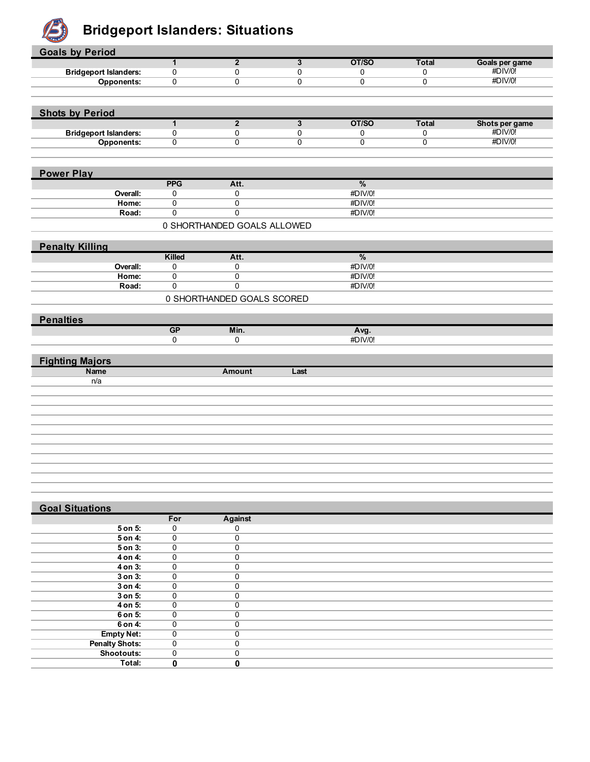# Bridgeport Islanders: Situations

## Goals by Period

| | 1 | 2 | 3 | OT/SO | Total | Goals per game |
|---|---|---|---|---|---|---|
| Bridgeport Islanders: | 0 | 0 | 0 | 0 | 0 | #DIV/0! |
| Opponents: | 0 | 0 | 0 | 0 | 0 | #DIV/0! |

## Shots by Period

| | 1 | 2 | 3 | OT/SO | Total | Shots per game |
|---|---|---|---|---|---|---|
| Bridgeport Islanders: | 0 | 0 | 0 | 0 | 0 | #DIV/0! |
| Opponents: | 0 | 0 | 0 | 0 | 0 | #DIV/0! |

## Power Play

| | PPG | Att. | % |
|---|---|---|---|
| Overall: | 0 | 0 | #DIV/0! |
| Home: | 0 | 0 | #DIV/0! |
| Road: | 0 | 0 | #DIV/0! |

0 SHORTHANDED GOALS ALLOWED

## Penalty Killing

| | Killed | Att. | % |
|---|---|---|---|
| Overall: | 0 | 0 | #DIV/0! |
| Home: | 0 | 0 | #DIV/0! |
| Road: | 0 | 0 | #DIV/0! |

0 SHORTHANDED GOALS SCORED

## Penalties

| GP | Min. | Avg. |
|---|---|---|
| 0 | 0 | #DIV/0! |

## Fighting Majors

| Name | Amount | Last |
|---|---|---|
| n/a | | |

## Goal Situations

| | For | Against |
|---|---|---|
| 5 on 5: | 0 | 0 |
| 5 on 4: | 0 | 0 |
| 5 on 3: | 0 | 0 |
| 4 on 4: | 0 | 0 |
| 4 on 3: | 0 | 0 |
| 3 on 3: | 0 | 0 |
| 3 on 4: | 0 | 0 |
| 3 on 5: | 0 | 0 |
| 4 on 5: | 0 | 0 |
| 6 on 5: | 0 | 0 |
| 6 on 4: | 0 | 0 |
| Empty Net: | 0 | 0 |
| Penalty Shots: | 0 | 0 |
| Shootouts: | 0 | 0 |
| **Total:** | **0** | **0** |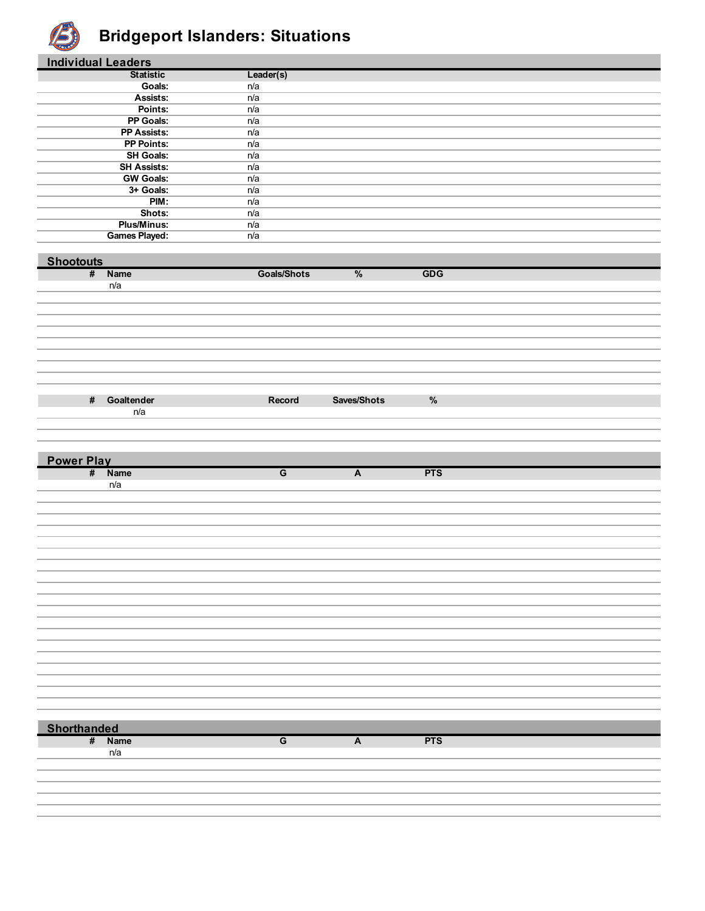# Bridgeport Islanders: Situations

## Individual Leaders

| Statistic | Leader(s) |
|---|---|
| Goals: | n/a |
| Assists: | n/a |
| Points: | n/a |
| PP Goals: | n/a |
| PP Assists: | n/a |
| PP Points: | n/a |
| SH Goals: | n/a |
| SH Assists: | n/a |
| GW Goals: | n/a |
| 3+ Goals: | n/a |
| PIM: | n/a |
| Shots: | n/a |
| Plus/Minus: | n/a |
| Games Played: | n/a |

## Shootouts

| # | Name | Goals/Shots | % | GDG |
|---|---|---|---|---|
| | n/a | | | |

| # | Goaltender | Record | Saves/Shots | % |
|---|---|---|---|---|
| | n/a | | | |

## Power Play

| # | Name | G | A | PTS |
|---|---|---|---|---|
| | n/a | | | |

## Shorthanded

| # | Name | G | A | PTS |
|---|---|---|---|---|
| | n/a | | | |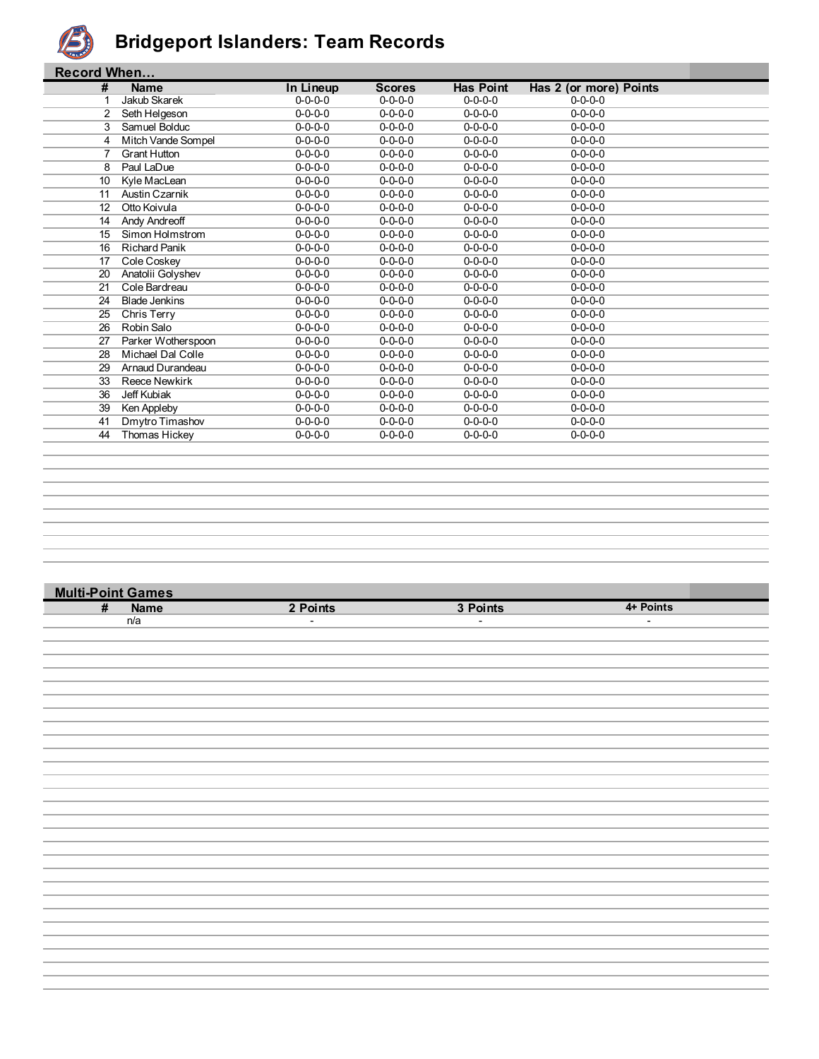# Bridgeport Islanders: Team Records

## Record When…

| # | Name | In Lineup | Scores | Has Point | Has 2 (or more) Points |
|---|---|---|---|---|---|
| 1 | Jakub Skarek | 0-0-0-0 | 0-0-0-0 | 0-0-0-0 | 0-0-0-0 |
| 2 | Seth Helgeson | 0-0-0-0 | 0-0-0-0 | 0-0-0-0 | 0-0-0-0 |
| 3 | Samuel Bolduc | 0-0-0-0 | 0-0-0-0 | 0-0-0-0 | 0-0-0-0 |
| 4 | Mitch Vande Sompel | 0-0-0-0 | 0-0-0-0 | 0-0-0-0 | 0-0-0-0 |
| 7 | Grant Hutton | 0-0-0-0 | 0-0-0-0 | 0-0-0-0 | 0-0-0-0 |
| 8 | Paul LaDue | 0-0-0-0 | 0-0-0-0 | 0-0-0-0 | 0-0-0-0 |
| 10 | Kyle MacLean | 0-0-0-0 | 0-0-0-0 | 0-0-0-0 | 0-0-0-0 |
| 11 | Austin Czarnik | 0-0-0-0 | 0-0-0-0 | 0-0-0-0 | 0-0-0-0 |
| 12 | Otto Koivula | 0-0-0-0 | 0-0-0-0 | 0-0-0-0 | 0-0-0-0 |
| 14 | Andy Andreoff | 0-0-0-0 | 0-0-0-0 | 0-0-0-0 | 0-0-0-0 |
| 15 | Simon Holmstrom | 0-0-0-0 | 0-0-0-0 | 0-0-0-0 | 0-0-0-0 |
| 16 | Richard Panik | 0-0-0-0 | 0-0-0-0 | 0-0-0-0 | 0-0-0-0 |
| 17 | Cole Coskey | 0-0-0-0 | 0-0-0-0 | 0-0-0-0 | 0-0-0-0 |
| 20 | Anatolii Golyshev | 0-0-0-0 | 0-0-0-0 | 0-0-0-0 | 0-0-0-0 |
| 21 | Cole Bardreau | 0-0-0-0 | 0-0-0-0 | 0-0-0-0 | 0-0-0-0 |
| 24 | Blade Jenkins | 0-0-0-0 | 0-0-0-0 | 0-0-0-0 | 0-0-0-0 |
| 25 | Chris Terry | 0-0-0-0 | 0-0-0-0 | 0-0-0-0 | 0-0-0-0 |
| 26 | Robin Salo | 0-0-0-0 | 0-0-0-0 | 0-0-0-0 | 0-0-0-0 |
| 27 | Parker Wotherspoon | 0-0-0-0 | 0-0-0-0 | 0-0-0-0 | 0-0-0-0 |
| 28 | Michael Dal Colle | 0-0-0-0 | 0-0-0-0 | 0-0-0-0 | 0-0-0-0 |
| 29 | Arnaud Durandeau | 0-0-0-0 | 0-0-0-0 | 0-0-0-0 | 0-0-0-0 |
| 33 | Reece Newkirk | 0-0-0-0 | 0-0-0-0 | 0-0-0-0 | 0-0-0-0 |
| 36 | Jeff Kubiak | 0-0-0-0 | 0-0-0-0 | 0-0-0-0 | 0-0-0-0 |
| 39 | Ken Appleby | 0-0-0-0 | 0-0-0-0 | 0-0-0-0 | 0-0-0-0 |
| 41 | Dmytro Timashov | 0-0-0-0 | 0-0-0-0 | 0-0-0-0 | 0-0-0-0 |
| 44 | Thomas Hickey | 0-0-0-0 | 0-0-0-0 | 0-0-0-0 | 0-0-0-0 |

## Multi-Point Games

| # | Name | 2 Points | 3 Points | 4+ Points |
|---|---|---|---|---|
| | n/a | - | - | - |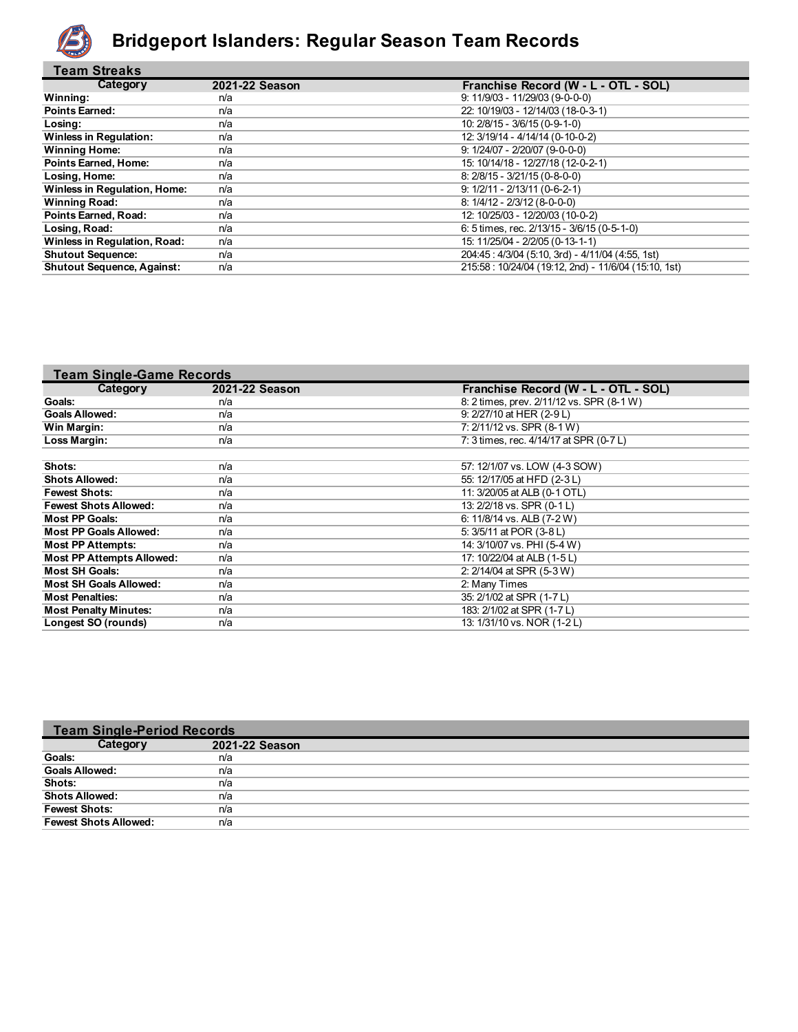# Bridgeport Islanders: Regular Season Team Records

## Team Streaks

| Category | 2021-22 Season | Franchise Record (W - L - OTL - SOL) |
|---|---|---|
| Winning: | n/a | 9: 11/9/03 - 11/29/03 (9-0-0-0) |
| Points Earned: | n/a | 22: 10/19/03 - 12/14/03 (18-0-3-1) |
| Losing: | n/a | 10: 2/8/15 - 3/6/15 (0-9-1-0) |
| Winless in Regulation: | n/a | 12: 3/19/14 - 4/14/14 (0-10-0-2) |
| Winning Home: | n/a | 9: 1/24/07 - 2/20/07 (9-0-0-0) |
| Points Earned, Home: | n/a | 15: 10/14/18 - 12/27/18 (12-0-2-1) |
| Losing, Home: | n/a | 8: 2/8/15 - 3/21/15 (0-8-0-0) |
| Winless in Regulation, Home: | n/a | 9: 1/2/11 - 2/13/11 (0-6-2-1) |
| Winning Road: | n/a | 8: 1/4/12 - 2/3/12 (8-0-0-0) |
| Points Earned, Road: | n/a | 12: 10/25/03 - 12/20/03 (10-0-2) |
| Losing, Road: | n/a | 6: 5 times, rec. 2/13/15 - 3/6/15 (0-5-1-0) |
| Winless in Regulation, Road: | n/a | 15: 11/25/04 - 2/2/05 (0-13-1-1) |
| Shutout Sequence: | n/a | 204:45 : 4/3/04 (5:10, 3rd) - 4/11/04 (4:55, 1st) |
| Shutout Sequence, Against: | n/a | 215:58 : 10/24/04 (19:12, 2nd) - 11/6/04 (15:10, 1st) |

## Team Single-Game Records

| Category | 2021-22 Season | Franchise Record (W - L - OTL - SOL) |
|---|---|---|
| Goals: | n/a | 8: 2 times, prev. 2/11/12 vs. SPR (8-1 W) |
| Goals Allowed: | n/a | 9: 2/27/10 at HER (2-9 L) |
| Win Margin: | n/a | 7: 2/11/12 vs. SPR (8-1 W) |
| Loss Margin: | n/a | 7: 3 times, rec. 4/14/17 at SPR (0-7 L) |
| | | |
| Shots: | n/a | 57: 12/1/07 vs. LOW (4-3 SOW) |
| Shots Allowed: | n/a | 55: 12/17/05 at HFD (2-3 L) |
| Fewest Shots: | n/a | 11: 3/20/05 at ALB (0-1 OTL) |
| Fewest Shots Allowed: | n/a | 13: 2/2/18 vs. SPR (0-1 L) |
| Most PP Goals: | n/a | 6: 11/8/14 vs. ALB (7-2 W) |
| Most PP Goals Allowed: | n/a | 5: 3/5/11 at POR (3-8 L) |
| Most PP Attempts: | n/a | 14: 3/10/07 vs. PHI (5-4 W) |
| Most PP Attempts Allowed: | n/a | 17: 10/22/04 at ALB (1-5 L) |
| Most SH Goals: | n/a | 2: 2/14/04 at SPR (5-3 W) |
| Most SH Goals Allowed: | n/a | 2: Many Times |
| Most Penalties: | n/a | 35: 2/1/02 at SPR (1-7 L) |
| Most Penalty Minutes: | n/a | 183: 2/1/02 at SPR (1-7 L) |
| Longest SO (rounds) | n/a | 13: 1/31/10 vs. NOR (1-2 L) |

## Team Single-Period Records

| Category | 2021-22 Season |
|---|---|
| Goals: | n/a |
| Goals Allowed: | n/a |
| Shots: | n/a |
| Shots Allowed: | n/a |
| Fewest Shots: | n/a |
| Fewest Shots Allowed: | n/a |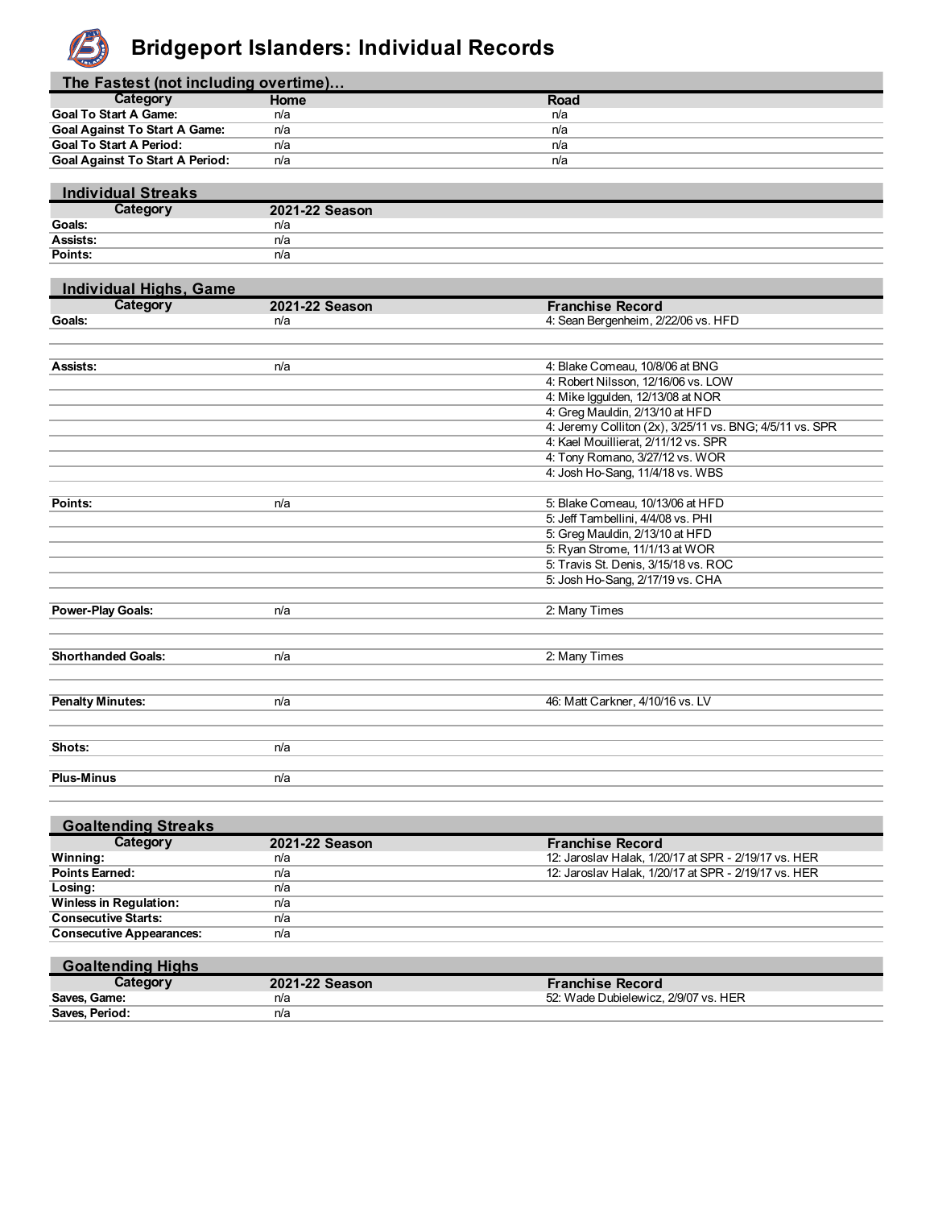# Bridgeport Islanders: Individual Records

## The Fastest (not including overtime)...

| Category | Home | Road |
| --- | --- | --- |
| **Goal To Start A Game:** | n/a | n/a |
| **Goal Against To Start A Game:** | n/a | n/a |
| **Goal To Start A Period:** | n/a | n/a |
| **Goal Against To Start A Period:** | n/a | n/a |

## Individual Streaks

| Category | 2021-22 Season |
| --- | --- |
| **Goals:** | n/a |
| **Assists:** | n/a |
| **Points:** | n/a |

## Individual Highs, Game

| Category | 2021-22 Season | Franchise Record |
| --- | --- | --- |
| **Goals:** | n/a | 4: Sean Bergenheim, 2/22/06 vs. HFD |
| | | |
| **Assists:** | n/a | 4: Blake Comeau, 10/8/06 at BNG |
| | | 4: Robert Nilsson, 12/16/06 vs. LOW |
| | | 4: Mike Iggulden, 12/13/08 at NOR |
| | | 4: Greg Mauldin, 2/13/10 at HFD |
| | | 4: Jeremy Colliton (2x), 3/25/11 vs. BNG; 4/5/11 vs. SPR |
| | | 4: Kael Mouillierat, 2/11/12 vs. SPR |
| | | 4: Tony Romano, 3/27/12 vs. WOR |
| | | 4: Josh Ho-Sang, 11/4/18 vs. WBS |
| | | |
| **Points:** | n/a | 5: Blake Comeau, 10/13/06 at HFD |
| | | 5: Jeff Tambellini, 4/4/08 vs. PHI |
| | | 5: Greg Mauldin, 2/13/10 at HFD |
| | | 5: Ryan Strome, 11/1/13 at WOR |
| | | 5: Travis St. Denis, 3/15/18 vs. ROC |
| | | 5: Josh Ho-Sang, 2/17/19 vs. CHA |
| | | |
| **Power-Play Goals:** | n/a | 2: Many Times |
| | | |
| **Shorthanded Goals:** | n/a | 2: Many Times |
| | | |
| **Penalty Minutes:** | n/a | 46: Matt Carkner, 4/10/16 vs. LV |
| | | |
| **Shots:** | n/a | |
| **Plus-Minus** | n/a | |

## Goaltending Streaks

| Category | 2021-22 Season | Franchise Record |
| --- | --- | --- |
| **Winning:** | n/a | 12: Jaroslav Halak, 1/20/17 at SPR - 2/19/17 vs. HER |
| **Points Earned:** | n/a | 12: Jaroslav Halak, 1/20/17 at SPR - 2/19/17 vs. HER |
| **Losing:** | n/a | |
| **Winless in Regulation:** | n/a | |
| **Consecutive Starts:** | n/a | |
| **Consecutive Appearances:** | n/a | |

## Goaltending Highs

| Category | 2021-22 Season | Franchise Record |
| --- | --- | --- |
| **Saves, Game:** | n/a | 52: Wade Dubielewicz, 2/9/07 vs. HER |
| **Saves, Period:** | n/a | |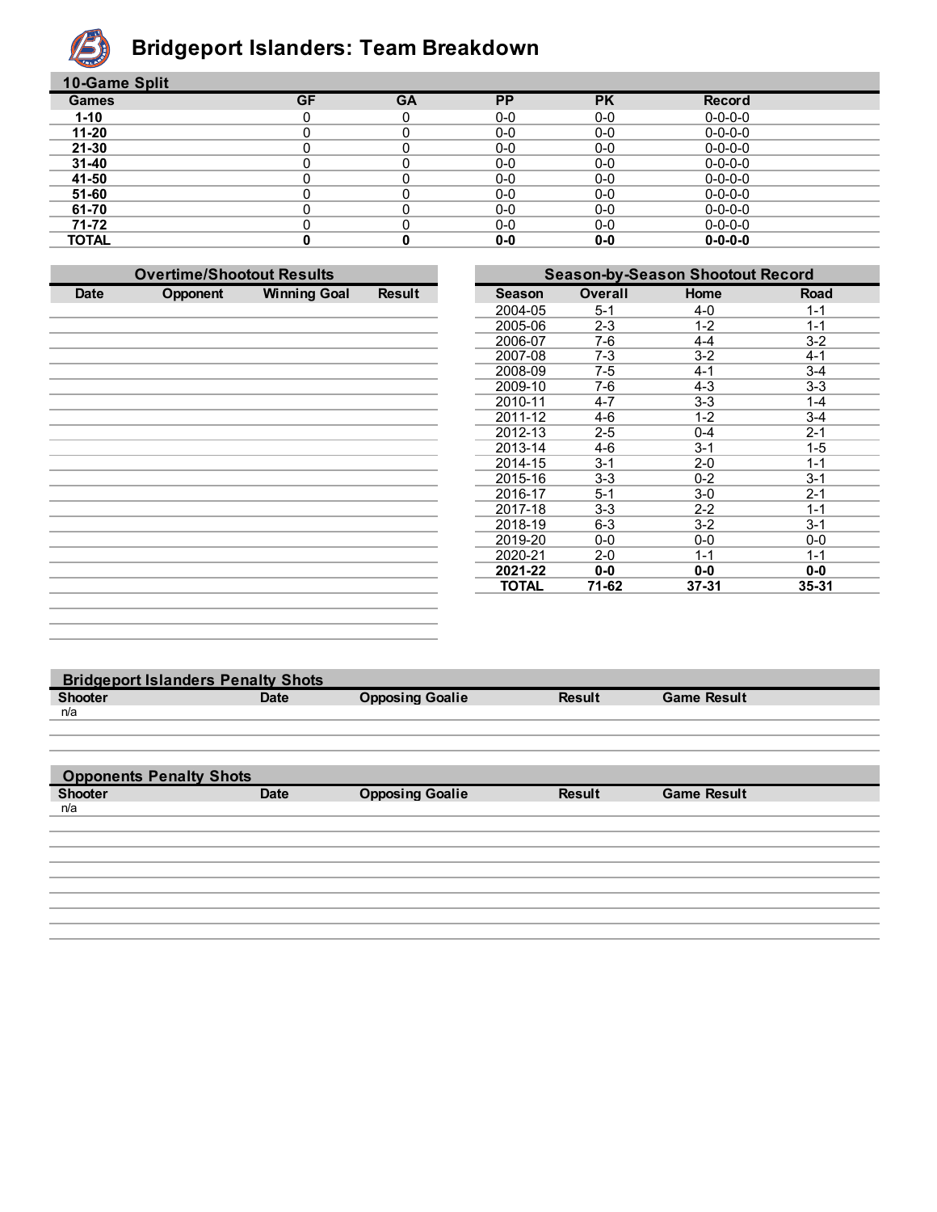# Bridgeport Islanders: Team Breakdown

## 10-Game Split

| Games | GF | GA | PP | PK | Record |
|---|---|---|---|---|---|
| **1-10** | 0 | 0 | 0-0 | 0-0 | 0-0-0-0 |
| **11-20** | 0 | 0 | 0-0 | 0-0 | 0-0-0-0 |
| **21-30** | 0 | 0 | 0-0 | 0-0 | 0-0-0-0 |
| **31-40** | 0 | 0 | 0-0 | 0-0 | 0-0-0-0 |
| **41-50** | 0 | 0 | 0-0 | 0-0 | 0-0-0-0 |
| **51-60** | 0 | 0 | 0-0 | 0-0 | 0-0-0-0 |
| **61-70** | 0 | 0 | 0-0 | 0-0 | 0-0-0-0 |
| **71-72** | 0 | 0 | 0-0 | 0-0 | 0-0-0-0 |
| **TOTAL** | **0** | **0** | **0-0** | **0-0** | **0-0-0-0** |

## Overtime/Shootout Results

| Date | Opponent | Winning Goal | Result |
|---|---|---|---|

## Season-by-Season Shootout Record

| Season | Overall | Home | Road |
|---|---|---|---|
| 2004-05 | 5-1 | 4-0 | 1-1 |
| 2005-06 | 2-3 | 1-2 | 1-1 |
| 2006-07 | 7-6 | 4-4 | 3-2 |
| 2007-08 | 7-3 | 3-2 | 4-1 |
| 2008-09 | 7-5 | 4-1 | 3-4 |
| 2009-10 | 7-6 | 4-3 | 3-3 |
| 2010-11 | 4-7 | 3-3 | 1-4 |
| 2011-12 | 4-6 | 1-2 | 3-4 |
| 2012-13 | 2-5 | 0-4 | 2-1 |
| 2013-14 | 4-6 | 3-1 | 1-5 |
| 2014-15 | 3-1 | 2-0 | 1-1 |
| 2015-16 | 3-3 | 0-2 | 3-1 |
| 2016-17 | 5-1 | 3-0 | 2-1 |
| 2017-18 | 3-3 | 2-2 | 1-1 |
| 2018-19 | 6-3 | 3-2 | 3-1 |
| 2019-20 | 0-0 | 0-0 | 0-0 |
| 2020-21 | 2-0 | 1-1 | 1-1 |
| **2021-22** | **0-0** | **0-0** | **0-0** |
| **TOTAL** | **71-62** | **37-31** | **35-31** |

## Bridgeport Islanders Penalty Shots

| Shooter | Date | Opposing Goalie | Result | Game Result |
|---|---|---|---|---|
| n/a | | | | |

## Opponents Penalty Shots

| Shooter | Date | Opposing Goalie | Result | Game Result |
|---|---|---|---|---|
| n/a | | | | |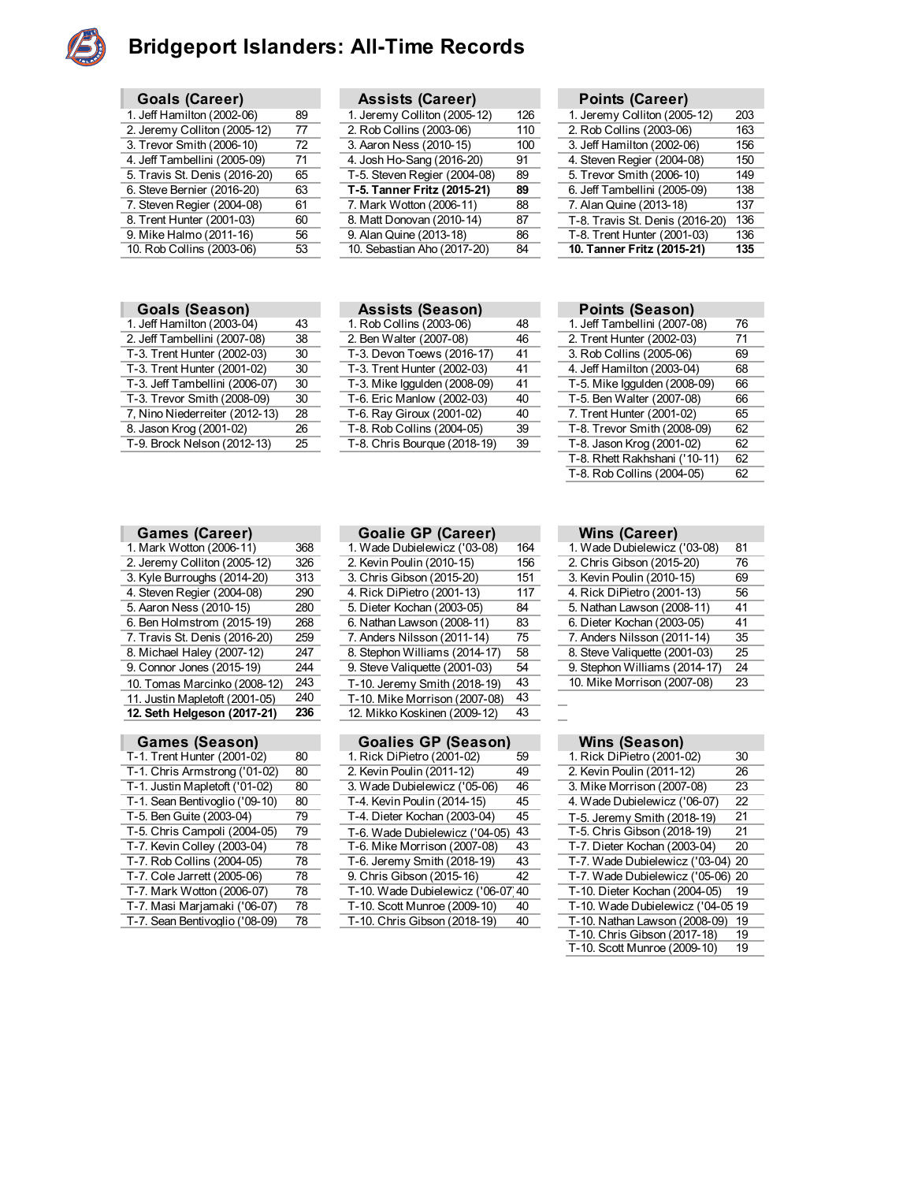# Bridgeport Islanders: All-Time Records

| Goals (Career) | |
|---|---|
| 1. Jeff Hamilton (2002-06) | 89 |
| 2. Jeremy Colliton (2005-12) | 77 |
| 3. Trevor Smith (2006-10) | 72 |
| 4. Jeff Tambellini (2005-09) | 71 |
| 5. Travis St. Denis (2016-20) | 65 |
| 6. Steve Bernier (2016-20) | 63 |
| 7. Steven Regier (2004-08) | 61 |
| 8. Trent Hunter (2001-03) | 60 |
| 9. Mike Halmo (2011-16) | 56 |
| 10. Rob Collins (2003-06) | 53 |

| Assists (Career) | |
|---|---|
| 1. Jeremy Colliton (2005-12) | 126 |
| 2. Rob Collins (2003-06) | 110 |
| 3. Aaron Ness (2010-15) | 100 |
| 4. Josh Ho-Sang (2016-20) | 91 |
| T-5. Steven Regier (2004-08) | 89 |
| **T-5. Tanner Fritz (2015-21)** | **89** |
| 7. Mark Wotton (2006-11) | 88 |
| 8. Matt Donovan (2010-14) | 87 |
| 9. Alan Quine (2013-18) | 86 |
| 10. Sebastian Aho (2017-20) | 84 |

| Points (Career) | |
|---|---|
| 1. Jeremy Colliton (2005-12) | 203 |
| 2. Rob Collins (2003-06) | 163 |
| 3. Jeff Hamilton (2002-06) | 156 |
| 4. Steven Regier (2004-08) | 150 |
| 5. Trevor Smith (2006-10) | 149 |
| 6. Jeff Tambellini (2005-09) | 138 |
| 7. Alan Quine (2013-18) | 137 |
| T-8. Travis St. Denis (2016-20) | 136 |
| T-8. Trent Hunter (2001-03) | 136 |
| **10. Tanner Fritz (2015-21)** | **135** |

| Goals (Season) | |
|---|---|
| 1. Jeff Hamilton (2003-04) | 43 |
| 2. Jeff Tambellini (2007-08) | 38 |
| T-3. Trent Hunter (2002-03) | 30 |
| T-3. Trent Hunter (2001-02) | 30 |
| T-3. Jeff Tambellini (2006-07) | 30 |
| T-3. Trevor Smith (2008-09) | 30 |
| 7, Nino Niederreiter (2012-13) | 28 |
| 8. Jason Krog (2001-02) | 26 |
| T-9. Brock Nelson (2012-13) | 25 |

| Assists (Season) | |
|---|---|
| 1. Rob Collins (2003-06) | 48 |
| 2. Ben Walter (2007-08) | 46 |
| T-3. Devon Toews (2016-17) | 41 |
| T-3. Trent Hunter (2002-03) | 41 |
| T-3. Mike Iggulden (2008-09) | 41 |
| T-6. Eric Manlow (2002-03) | 40 |
| T-6. Ray Giroux (2001-02) | 40 |
| T-8. Rob Collins (2004-05) | 39 |
| T-8. Chris Bourque (2018-19) | 39 |

| Points (Season) | |
|---|---|
| 1. Jeff Tambellini (2007-08) | 76 |
| 2. Trent Hunter (2002-03) | 71 |
| 3. Rob Collins (2005-06) | 69 |
| 4. Jeff Hamilton (2003-04) | 68 |
| T-5. Mike Iggulden (2008-09) | 66 |
| T-5. Ben Walter (2007-08) | 66 |
| 7. Trent Hunter (2001-02) | 65 |
| T-8. Trevor Smith (2008-09) | 62 |
| T-8. Jason Krog (2001-02) | 62 |
| T-8. Rhett Rakhshani ('10-11) | 62 |
| T-8. Rob Collins (2004-05) | 62 |

| Games (Career) | |
|---|---|
| 1. Mark Wotton (2006-11) | 368 |
| 2. Jeremy Colliton (2005-12) | 326 |
| 3. Kyle Burroughs (2014-20) | 313 |
| 4. Steven Regier (2004-08) | 290 |
| 5. Aaron Ness (2010-15) | 280 |
| 6. Ben Holmstrom (2015-19) | 268 |
| 7. Travis St. Denis (2016-20) | 259 |
| 8. Michael Haley (2007-12) | 247 |
| 9. Connor Jones (2015-19) | 244 |
| 10. Tomas Marcinko (2008-12) | 243 |
| 11. Justin Mapletoft (2001-05) | 240 |
| **12. Seth Helgeson (2017-21)** | **236** |

| Goalie GP (Career) | |
|---|---|
| 1. Wade Dubielewicz ('03-08) | 164 |
| 2. Kevin Poulin (2010-15) | 156 |
| 3. Chris Gibson (2015-20) | 151 |
| 4. Rick DiPietro (2001-13) | 117 |
| 5. Dieter Kochan (2003-05) | 84 |
| 6. Nathan Lawson (2008-11) | 83 |
| 7. Anders Nilsson (2011-14) | 75 |
| 8. Stephon Williams (2014-17) | 58 |
| 9. Steve Valiquette (2001-03) | 54 |
| T-10. Jeremy Smith (2018-19) | 43 |
| T-10. Mike Morrison (2007-08) | 43 |
| 12. Mikko Koskinen (2009-12) | 43 |

| Wins (Career) | |
|---|---|
| 1. Wade Dubielewicz ('03-08) | 81 |
| 2. Chris Gibson (2015-20) | 76 |
| 3. Kevin Poulin (2010-15) | 69 |
| 4. Rick DiPietro (2001-13) | 56 |
| 5. Nathan Lawson (2008-11) | 41 |
| 6. Dieter Kochan (2003-05) | 41 |
| 7. Anders Nilsson (2011-14) | 35 |
| 8. Steve Valiquette (2001-03) | 25 |
| 9. Stephon Williams (2014-17) | 24 |
| 10. Mike Morrison (2007-08) | 23 |

| Games (Season) | |
|---|---|
| T-1. Trent Hunter (2001-02) | 80 |
| T-1. Chris Armstrong ('01-02) | 80 |
| T-1. Justin Mapletoft ('01-02) | 80 |
| T-1. Sean Bentivoglio ('09-10) | 80 |
| T-5. Ben Guite (2003-04) | 79 |
| T-5. Chris Campoli (2004-05) | 79 |
| T-7. Kevin Colley (2003-04) | 78 |
| T-7. Rob Collins (2004-05) | 78 |
| T-7. Cole Jarrett (2005-06) | 78 |
| T-7. Mark Wotton (2006-07) | 78 |
| T-7. Masi Marjamaki ('06-07) | 78 |
| T-7. Sean Bentivoglio ('08-09) | 78 |

| Goalies GP (Season) | |
|---|---|
| 1. Rick DiPietro (2001-02) | 59 |
| 2. Kevin Poulin (2011-12) | 49 |
| 3. Wade Dubielewicz ('05-06) | 46 |
| T-4. Kevin Poulin (2014-15) | 45 |
| T-4. Dieter Kochan (2003-04) | 45 |
| T-6. Wade Dubielewicz ('04-05) | 43 |
| T-6. Mike Morrison (2007-08) | 43 |
| T-6. Jeremy Smith (2018-19) | 43 |
| 9. Chris Gibson (2015-16) | 42 |
| T-10. Wade Dubielewicz ('06-07) | 40 |
| T-10. Scott Munroe (2009-10) | 40 |
| T-10. Chris Gibson (2018-19) | 40 |

| Wins (Season) | |
|---|---|
| 1. Rick DiPietro (2001-02) | 30 |
| 2. Kevin Poulin (2011-12) | 26 |
| 3. Mike Morrison (2007-08) | 23 |
| 4. Wade Dubielewicz ('06-07) | 22 |
| T-5. Jeremy Smith (2018-19) | 21 |
| T-5. Chris Gibson (2018-19) | 21 |
| T-7. Dieter Kochan (2003-04) | 20 |
| T-7. Wade Dubielewicz ('03-04) | 20 |
| T-7. Wade Dubielewicz ('05-06) | 20 |
| T-10. Dieter Kochan (2004-05) | 19 |
| T-10. Wade Dubielewicz ('04-05 | 19 |
| T-10. Nathan Lawson (2008-09) | 19 |
| T-10. Chris Gibson (2017-18) | 19 |
| T-10. Scott Munroe (2009-10) | 19 |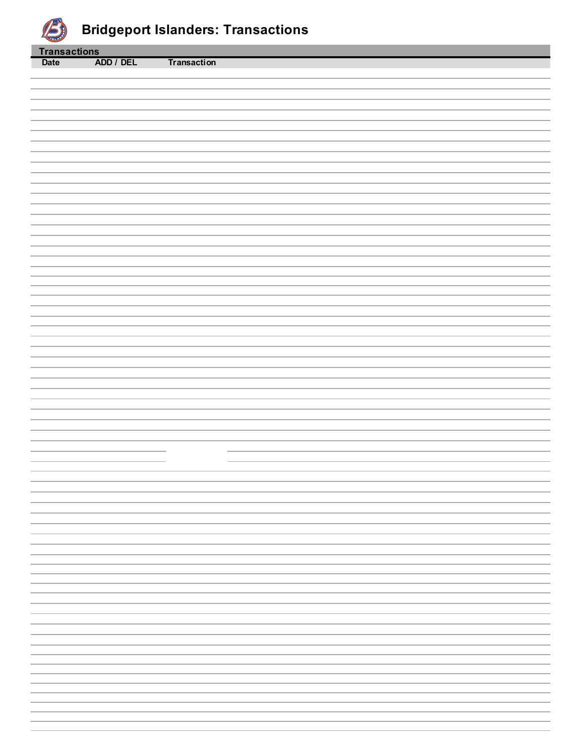# Bridgeport Islanders: Transactions

## Transactions

| Date | ADD / DEL | Transaction |
|---|---|---|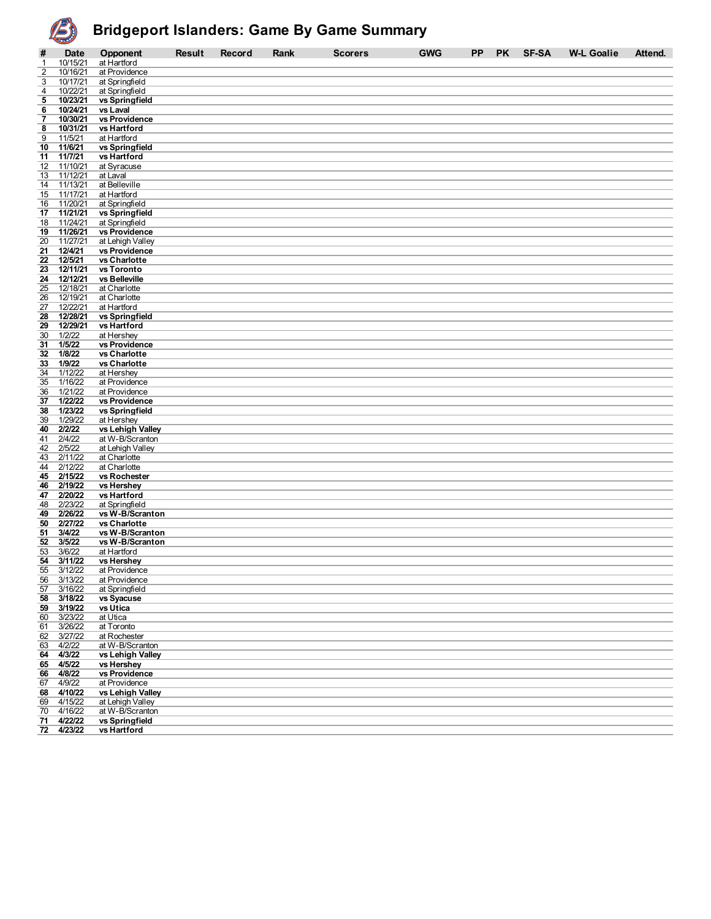# Bridgeport Islanders: Game By Game Summary

| # | Date | Opponent | Result | Record | Rank | Scorers | GWG | PP | PK | SF-SA | W-L Goalie | Attend. |
|---|---|---|---|---|---|---|---|---|---|---|---|---|
| 1 | 10/15/21 | at Hartford | | | | | | | | | | |
| 2 | 10/16/21 | at Providence | | | | | | | | | | |
| 3 | 10/17/21 | at Springfield | | | | | | | | | | |
| 4 | 10/22/21 | at Springfield | | | | | | | | | | |
| **5** | **10/23/21** | **vs Springfield** | | | | | | | | | | |
| **6** | **10/24/21** | **vs Laval** | | | | | | | | | | |
| **7** | **10/30/21** | **vs Providence** | | | | | | | | | | |
| **8** | **10/31/21** | **vs Hartford** | | | | | | | | | | |
| 9 | 11/5/21 | at Hartford | | | | | | | | | | |
| **10** | **11/6/21** | **vs Springfield** | | | | | | | | | | |
| **11** | **11/7/21** | **vs Hartford** | | | | | | | | | | |
| 12 | 11/10/21 | at Syracuse | | | | | | | | | | |
| 13 | 11/12/21 | at Laval | | | | | | | | | | |
| 14 | 11/13/21 | at Belleville | | | | | | | | | | |
| 15 | 11/17/21 | at Hartford | | | | | | | | | | |
| 16 | 11/20/21 | at Springfield | | | | | | | | | | |
| **17** | **11/21/21** | **vs Springfield** | | | | | | | | | | |
| 18 | 11/24/21 | at Springfield | | | | | | | | | | |
| **19** | **11/26/21** | **vs Providence** | | | | | | | | | | |
| 20 | 11/27/21 | at Lehigh Valley | | | | | | | | | | |
| **21** | **12/4/21** | **vs Providence** | | | | | | | | | | |
| **22** | **12/5/21** | **vs Charlotte** | | | | | | | | | | |
| **23** | **12/11/21** | **vs Toronto** | | | | | | | | | | |
| **24** | **12/12/21** | **vs Belleville** | | | | | | | | | | |
| 25 | 12/18/21 | at Charlotte | | | | | | | | | | |
| 26 | 12/19/21 | at Charlotte | | | | | | | | | | |
| 27 | 12/22/21 | at Hartford | | | | | | | | | | |
| **28** | **12/28/21** | **vs Springfield** | | | | | | | | | | |
| **29** | **12/29/21** | **vs Hartford** | | | | | | | | | | |
| 30 | 1/2/22 | at Hershey | | | | | | | | | | |
| **31** | **1/5/22** | **vs Providence** | | | | | | | | | | |
| **32** | **1/8/22** | **vs Charlotte** | | | | | | | | | | |
| **33** | **1/9/22** | **vs Charlotte** | | | | | | | | | | |
| 34 | 1/12/22 | at Hershey | | | | | | | | | | |
| 35 | 1/16/22 | at Providence | | | | | | | | | | |
| 36 | 1/21/22 | at Providence | | | | | | | | | | |
| **37** | **1/22/22** | **vs Providence** | | | | | | | | | | |
| **38** | **1/23/22** | **vs Springfield** | | | | | | | | | | |
| 39 | 1/29/22 | at Hershey | | | | | | | | | | |
| **40** | **2/2/22** | **vs Lehigh Valley** | | | | | | | | | | |
| 41 | 2/4/22 | at W-B/Scranton | | | | | | | | | | |
| 42 | 2/5/22 | at Lehigh Valley | | | | | | | | | | |
| 43 | 2/11/22 | at Charlotte | | | | | | | | | | |
| 44 | 2/12/22 | at Charlotte | | | | | | | | | | |
| **45** | **2/15/22** | **vs Rochester** | | | | | | | | | | |
| **46** | **2/19/22** | **vs Hershey** | | | | | | | | | | |
| **47** | **2/20/22** | **vs Hartford** | | | | | | | | | | |
| 48 | 2/23/22 | at Springfield | | | | | | | | | | |
| **49** | **2/26/22** | **vs W-B/Scranton** | | | | | | | | | | |
| **50** | **2/27/22** | **vs Charlotte** | | | | | | | | | | |
| **51** | **3/4/22** | **vs W-B/Scranton** | | | | | | | | | | |
| **52** | **3/5/22** | **vs W-B/Scranton** | | | | | | | | | | |
| 53 | 3/6/22 | at Hartford | | | | | | | | | | |
| **54** | **3/11/22** | **vs Hershey** | | | | | | | | | | |
| 55 | 3/12/22 | at Providence | | | | | | | | | | |
| 56 | 3/13/22 | at Providence | | | | | | | | | | |
| 57 | 3/16/22 | at Springfield | | | | | | | | | | |
| **58** | **3/18/22** | **vs Syacuse** | | | | | | | | | | |
| **59** | **3/19/22** | **vs Utica** | | | | | | | | | | |
| 60 | 3/23/22 | at Utica | | | | | | | | | | |
| 61 | 3/26/22 | at Toronto | | | | | | | | | | |
| 62 | 3/27/22 | at Rochester | | | | | | | | | | |
| 63 | 4/2/22 | at W-B/Scranton | | | | | | | | | | |
| **64** | **4/3/22** | **vs Lehigh Valley** | | | | | | | | | | |
| **65** | **4/5/22** | **vs Hershey** | | | | | | | | | | |
| **66** | **4/8/22** | **vs Providence** | | | | | | | | | | |
| 67 | 4/9/22 | at Providence | | | | | | | | | | |
| **68** | **4/10/22** | **vs Lehigh Valley** | | | | | | | | | | |
| 69 | 4/15/22 | at Lehigh Valley | | | | | | | | | | |
| 70 | 4/16/22 | at W-B/Scranton | | | | | | | | | | |
| **71** | **4/22/22** | **vs Springfield** | | | | | | | | | | |
| **72** | **4/23/22** | **vs Hartford** | | | | | | | | | | |